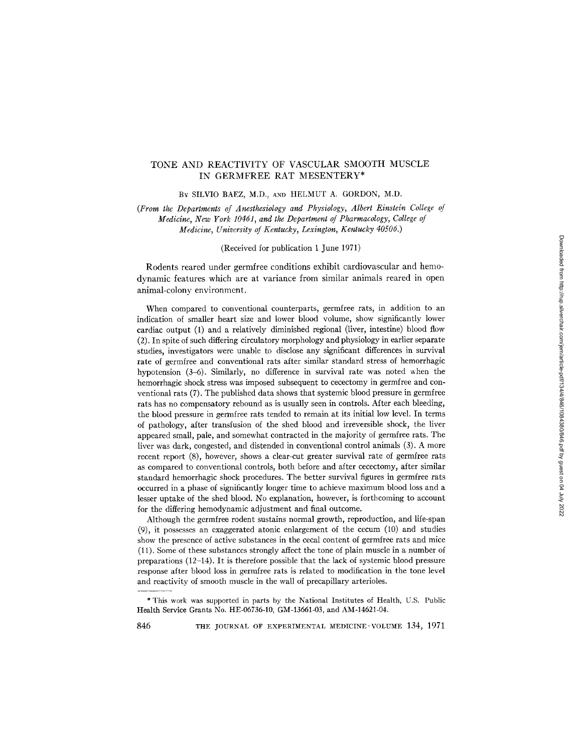# TONE AND REACTIVITY OF VASCULAR SMOOTH MUSCLE IN GERMFREE RAT MESENTERY*

BY SILVIO BAEZ, M.D., AND HELMUT A. GORDON, M.D.

*(From the Departments of Anesthesiology and Physiology, Albert Einstein College of Medicine, New York 10461, and the Department of Pharmacology, College of Medicine, University of Kentucky, Lexington, Kentucky 40506.)*

(Received for publication 1 June 1971)

Rodents reared under germfree conditions exhibit cardiovascular and hemodynamic features which are at variance from similar animals reared in open animal-colony environment.

When compared to conventional counterparts, germfree rats, in addition to an indication of smaller heart size and lower blood volume, show significantly lower cardiac output (1) and a relatively diminished regional (liver, intestine) blood flow (2). In spite of such differing circulatory morphology and physiology in earlier separate studies, investigators were unable to disclose any significant differences in survival rate of germfree and conventional rats after similar standard stress of hemorrhagic hypotension (3–6). Similarly, no difference in survival rate was noted when the hemorrhagic shock stress was imposed subsequent to cecectomy in germfree and conventional rats (7). The published data shows that systemic blood pressure in germfree rats has no compensatory rebound as is usually seen in controls. After each bleeding, the blood pressure in germfree rats tended to remain at its initial low level. In terms of pathology, after transfusion of the shed blood and irreversible shock, the liver appeared small, pale, and somewhat contracted in the majority of germfree rats. The liver was dark, congested, and distended in conventional control animals (3). A more recent report (8), however, shows a clear-cut greater survival rate of germfree rats as compared to conventional controls, both before and after cecectomy, after similar standard hemorrhagic shock procedures. The better survival figures in germfree rats occurred in a phase of significantly longer time to achieve maximum blood loss and a lesser uptake of the shed blood. No explanation, however, is forthcoming to account for the differing hemodynamic adjustment and final outcome.

Although the germfree rodent sustains normal growth, reproduction, and life-span (9), it possesses an exaggerated atonic enlargement of the cecum (10) and studies show the presence of active substances in the cecal content of germfree rats and mice (11). Some of these substances strongly affect the tone of plain muscle in a number of preparations (12–14). It is therefore possible that the lack of systemic blood pressure response after blood loss in germfree rats is related to modification in the tone level and reactivity of smooth muscle in the wall of precapillary arterioles.

---

* This work was supported in parts by the National Institutes of Health, U.S. Public Health Service Grants No. HE-06736-10, GM-13661-03, and AM-14621-04.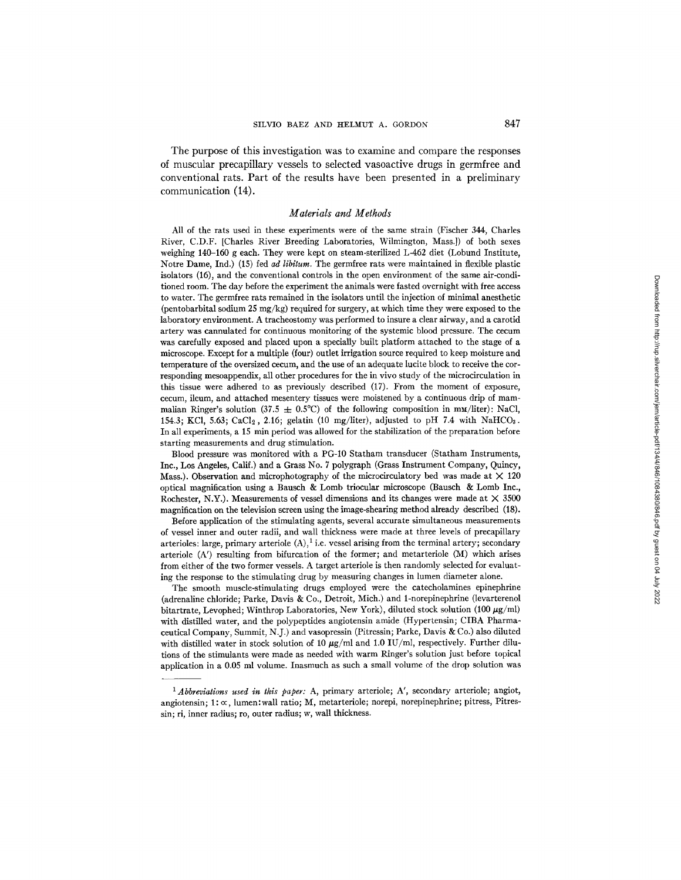The purpose of this investigation was to examine and compare the responses of muscular precapillary vessels to selected vasoactive drugs in germfree and conventional rats. Part of the results have been presented in a preliminary communication (14).

## *Materials and Methods*

All of the rats used in these experiments were of the same strain (Fischer 344, Charles River, C.D.F. [Charles River Breeding Laboratories, Wilmington, Mass.]) of both sexes weighing 140–160 g each. They were kept on steam-sterilized L-462 diet (Lobund Institute, Notre Dame, Ind.) (15) fed *ad libitum*. The germfree rats were maintained in flexible plastic isolators (16), and the conventional controls in the open environment of the same air-conditioned room. The day before the experiment the animals were fasted overnight with free access to water. The germfree rats remained in the isolators until the injection of minimal anesthetic (pentobarbital sodium 25 mg/kg) required for surgery, at which time they were exposed to the laboratory environment. A tracheostomy was performed to insure a clear airway, and a carotid artery was cannulated for continuous monitoring of the systemic blood pressure. The cecum was carefully exposed and placed upon a specially built platform attached to the stage of a microscope. Except for a multiple (four) outlet irrigation source required to keep moisture and temperature of the oversized cecum, and the use of an adequate lucite block to receive the corresponding mesoappendix, all other procedures for the in vivo study of the microcirculation in this tissue were adhered to as previously described (17). From the moment of exposure, cecum, ileum, and attached mesentery tissues were moistened by a continuous drip of mammalian Ringer's solution (37.5 ± 0.5°C) of the following composition in mM/liter): NaCl, 154.3; KCl, 5.63; $CaCl_2$, 2.16; gelatin (10 mg/liter), adjusted to pH 7.4 with $NaHCO_3$. In all experiments, a 15 min period was allowed for the stabilization of the preparation before starting measurements and drug stimulation.

Blood pressure was monitored with a PG-10 Statham transducer (Statham Instruments, Inc., Los Angeles, Calif.) and a Grass No. 7 polygraph (Grass Instrument Company, Quincy, Mass.). Observation and microphotography of the microcirculatory bed was made at × 120 optical magnification using a Bausch & Lomb triocular microscope (Bausch & Lomb Inc., Rochester, N.Y.). Measurements of vessel dimensions and its changes were made at × 3500 magnification on the television screen using the image-shearing method already described (18).

Before application of the stimulating agents, several accurate simultaneous measurements of vessel inner and outer radii, and wall thickness were made at three levels of precapillary arterioles: large, primary arteriole (A),[1] i.e. vessel arising from the terminal artery; secondary arteriole (A′) resulting from bifurcation of the former; and metarteriole (M) which arises from either of the two former vessels. A target arteriole is then randomly selected for evaluating the response to the stimulating drug by measuring changes in lumen diameter alone.

The smooth muscle-stimulating drugs employed were the catecholamines epinephrine (adrenaline chloride; Parke, Davis & Co., Detroit, Mich.) and 1-norepinephrine (levarterenol bitartrate, Levophed; Winthrop Laboratories, New York), diluted stock solution (100 μg/ml) with distilled water, and the polypeptides angiotensin amide (Hypertensin; CIBA Pharmaceutical Company, Summit, N.J.) and vasopressin (Pitressin; Parke, Davis & Co.) also diluted with distilled water in stock solution of 10 μg/ml and 1.0 IU/ml, respectively. Further dilutions of the stimulants were made as needed with warm Ringer's solution just before topical application in a 0.05 ml volume. Inasmuch as such a small volume of the drop solution was

---

[1] *Abbreviations used in this paper:* A, primary arteriole; A′, secondary arteriole; angiot, angiotensin; 1:∝, lumen:wall ratio; M, metarteriole; norepi, norepinephrine; pitress, Pitressin; ri, inner radius; ro, outer radius; w, wall thickness.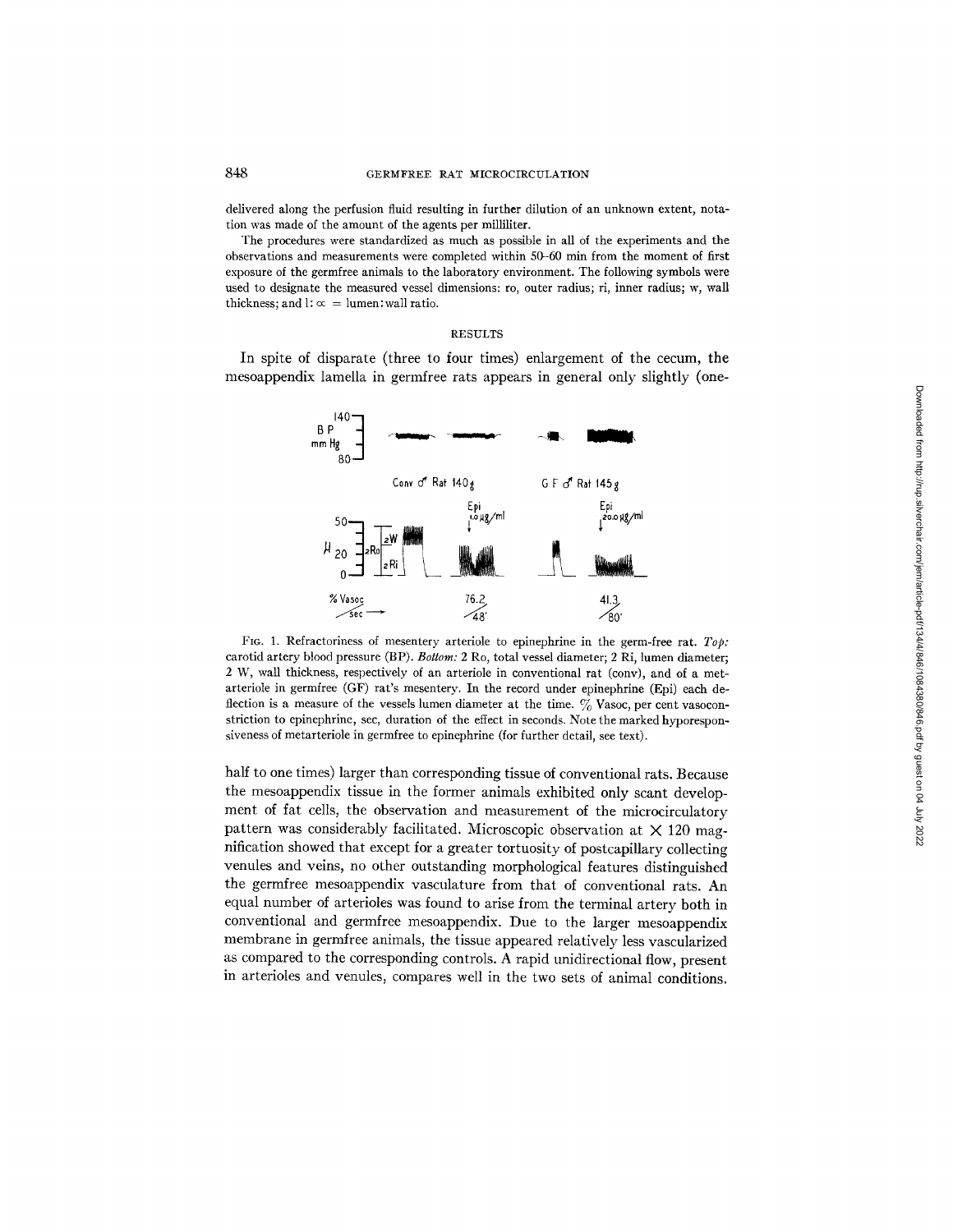delivered along the perfusion fluid resulting in further dilution of an unknown extent, notation was made of the amount of the agents per milliliter.

The procedures were standardized as much as possible in all of the experiments and the observations and measurements were completed within 50–60 min from the moment of first exposure of the germfree animals to the laboratory environment. The following symbols were used to designate the measured vessel dimensions: ro, outer radius; ri, inner radius; w, wall thickness; and l: $\propto$ = lumen:wall ratio.

## RESULTS

In spite of disparate (three to four times) enlargement of the cecum, the mesoappendix lamella in germfree rats appears in general only slightly (one-half to one times) larger than corresponding tissue of conventional rats. Because the mesoappendix tissue in the former animals exhibited only scant development of fat cells, the observation and measurement of the microcirculatory pattern was considerably facilitated. Microscopic observation at $\times$ 120 magnification showed that except for a greater tortuosity of postcapillary collecting venules and veins, no other outstanding morphological features distinguished the germfree mesoappendix vasculature from that of conventional rats. An equal number of arterioles was found to arise from the terminal artery both in conventional and germfree mesoappendix. Due to the larger mesoappendix membrane in germfree animals, the tissue appeared relatively less vascularized as compared to the corresponding controls. A rapid unidirectional flow, present in arterioles and venules, compares well in the two sets of animal conditions.

FIG. 1. Refractoriness of mesentery arteriole to epinephrine in the germ-free rat. *Top:* carotid artery blood pressure (BP). *Bottom:* 2 Ro, total vessel diameter; 2 Ri, lumen diameter; 2 W, wall thickness, respectively of an arteriole in conventional rat (conv), and of a metarteriole in germfree (GF) rat's mesentery. In the record under epinephrine (Epi) each deflection is a measure of the vessels lumen diameter at the time. % Vasoc, per cent vasoconstriction to epinephrine, sec, duration of the effect in seconds. Note the marked hyporesponsiveness of metarteriole in germfree to epinephrine (for further detail, see text).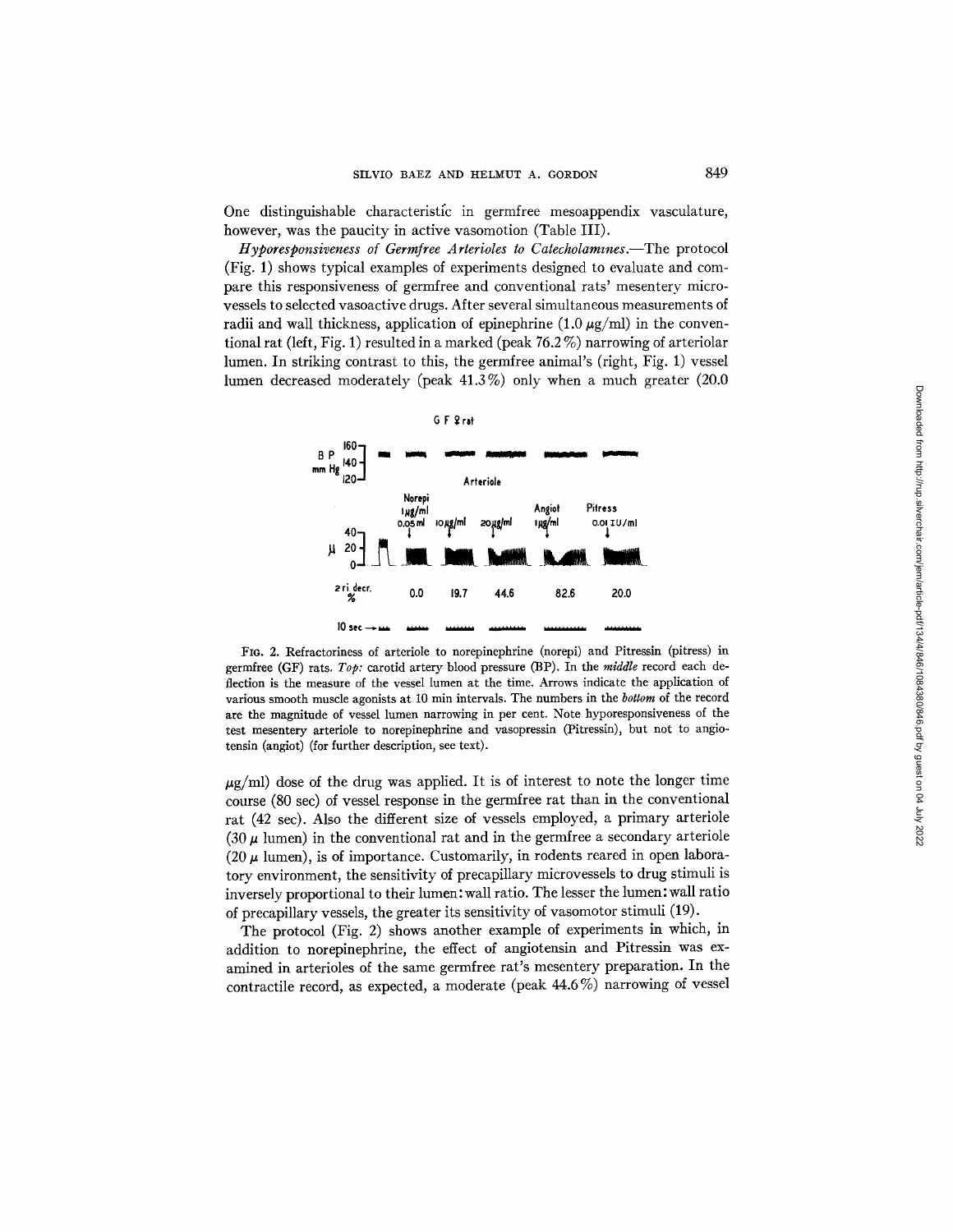One distinguishable characteristic in germfree mesoappendix vasculature, however, was the paucity in active vasomotion (Table III).

*Hyporesponsiveness of Germfree Arterioles to Catecholamines.*—The protocol (Fig. 1) shows typical examples of experiments designed to evaluate and compare this responsiveness of germfree and conventional rats' mesentery microvessels to selected vasoactive drugs. After several simultaneous measurements of radii and wall thickness, application of epinephrine (1.0 $\mu$g/ml) in the conventional rat (left, Fig. 1) resulted in a marked (peak 76.2%) narrowing of arteriolar lumen. In striking contrast to this, the germfree animal's (right, Fig. 1) vessel lumen decreased moderately (peak 41.3%) only when a much greater (20.0 $\mu$g/ml) dose of the drug was applied. It is of interest to note the longer time course (80 sec) of vessel response in the germfree rat than in the conventional rat (42 sec). Also the different size of vessels employed, a primary arteriole (30 $\mu$ lumen) in the conventional rat and in the germfree a secondary arteriole (20 $\mu$ lumen), is of importance. Customarily, in rodents reared in open laboratory environment, the sensitivity of precapillary microvessels to drug stimuli is inversely proportional to their lumen:wall ratio. The lesser the lumen:wall ratio of precapillary vessels, the greater its sensitivity of vasomotor stimuli (19).

FIG. 2. Refractoriness of arteriole to norepinephrine (norepi) and Pitressin (pitress) in germfree (GF) rats. *Top:* carotid artery blood pressure (BP). In the *middle* record each deflection is the measure of the vessel lumen at the time. Arrows indicate the application of various smooth muscle agonists at 10 min intervals. The numbers in the *bottom* of the record are the magnitude of vessel lumen narrowing in per cent. Note hyporesponsiveness of the test mesentery arteriole to norepinephrine and vasopressin (Pitressin), but not to angiotensin (angiot) (for further description, see text).

The protocol (Fig. 2) shows another example of experiments in which, in addition to norepinephrine, the effect of angiotensin and Pitressin was examined in arterioles of the same germfree rat's mesentery preparation. In the contractile record, as expected, a moderate (peak 44.6%) narrowing of vessel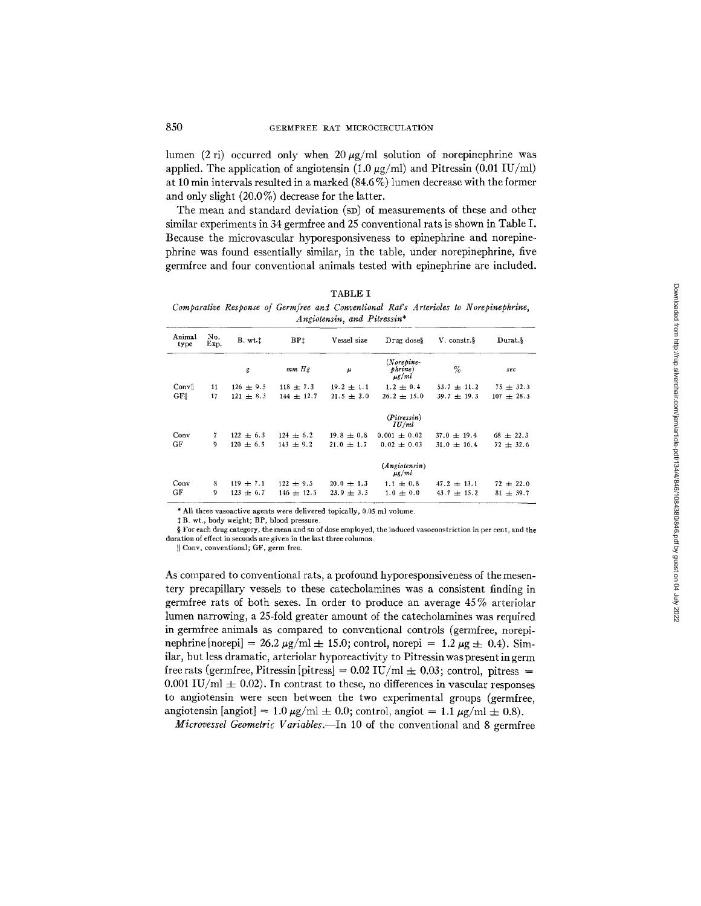lumen (2 ri) occurred only when 20 μg/ml solution of norepinephrine was applied. The application of angiotensin (1.0 μg/ml) and Pitressin (0.01 IU/ml) at 10 min intervals resulted in a marked (84.6%) lumen decrease with the former and only slight (20.0%) decrease for the latter.

The mean and standard deviation (SD) of measurements of these and other similar experiments in 34 germfree and 25 conventional rats is shown in Table I. Because the microvascular hyporesponsiveness to epinephrine and norepinephrine was found essentially similar, in the table, under norepinephrine, five germfree and four conventional animals tested with epinephrine are included.

TABLE I

*Comparative Response of Germfree and Conventional Rat's Arterioles to Norepinephrine, Angiotensin, and Pitressin\**

| Animal type | No. Exp. | B. wt.‡ | BP‡ | Vessel size | Drug dose§ | V. constr.§ | Durat.§ |
|---|---|---|---|---|---|---|---|
| | | *g* | *mm Hg* | *μ* | *(Norepinephrine) μg/ml* | *%* | *sec* |
| Conv‖ | 11 | 126 ± 9.5 | 118 ± 7.3 | 19.2 ± 1.1 | 1.2 ± 0.4 | 53.7 ± 11.2 | 75 ± 32.3 |
| GF‖ | 17 | 121 ± 8.3 | 144 ± 12.7 | 21.5 ± 2.0 | 26.2 ± 15.0 | 39.7 ± 19.3 | 107 ± 28.3 |
| | | | | | *(Pitressin) IU/ml* | | |
| Conv | 7 | 122 ± 6.3 | 124 ± 6.2 | 19.8 ± 0.8 | 0.001 ± 0.02 | 37.0 ± 19.4 | 68 ± 22.3 |
| GF | 9 | 120 ± 6.5 | 143 ± 9.2 | 21.0 ± 1.7 | 0.02 ± 0.03 | 31.0 ± 16.4 | 72 ± 32.6 |
| | | | | | *(Angiotensin) μg/ml* | | |
| Conv | 8 | 119 ± 7.1 | 122 ± 9.5 | 20.0 ± 1.3 | 1.1 ± 0.8 | 47.2 ± 13.1 | 72 ± 22.0 |
| GF | 9 | 123 ± 6.7 | 146 ± 12.5 | 23.9 ± 3.5 | 1.0 ± 0.0 | 43.7 ± 15.2 | 81 ± 39.7 |

\* All three vasoactive agents were delivered topically, 0.05 ml volume.

‡ B. wt., body weight; BP, blood pressure.

§ For each drug category, the mean and SD of dose employed, the induced vasoconstriction in per cent, and the duration of effect in seconds are given in the last three columns.

‖ Conv, conventional; GF, germ free.

As compared to conventional rats, a profound hyporesponsiveness of the mesentery precapillary vessels to these catecholamines was a consistent finding in germfree rats of both sexes. In order to produce an average 45% arteriolar lumen narrowing, a 25-fold greater amount of the catecholamines was required in germfree animals as compared to conventional controls (germfree, norepinephrine [norepi] = 26.2 μg/ml ± 15.0; control, norepi = 1.2 μg ± 0.4). Similar, but less dramatic, arteriolar hyporeactivity to Pitressin was present in germ free rats (germfree, Pitressin [pitress] = 0.02 IU/ml ± 0.03; control, pitress = 0.001 IU/ml ± 0.02). In contrast to these, no differences in vascular responses to angiotensin were seen between the two experimental groups (germfree, angiotensin [angiot] = 1.0 μg/ml ± 0.0; control, angiot = 1.1 μg/ml ± 0.8).

*Microvessel Geometric Variables.*—In 10 of the conventional and 8 germfree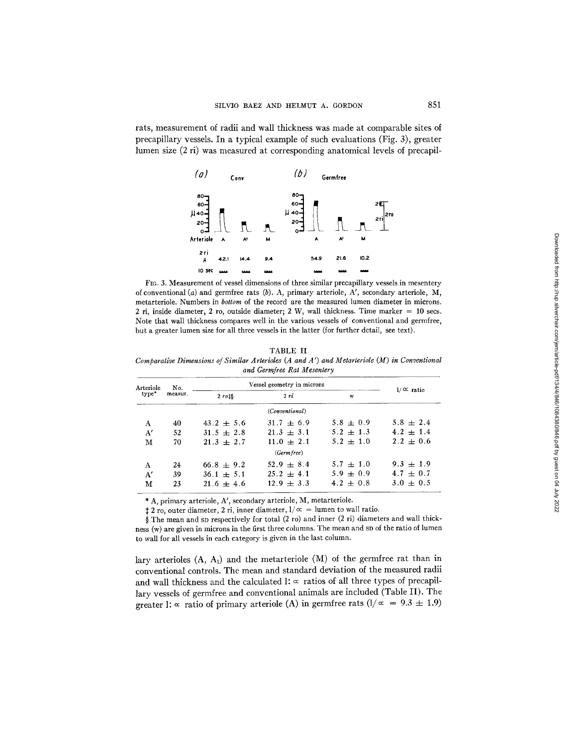rats, measurement of radii and wall thickness was made at comparable sites of precapillary vessels. In a typical example of such evaluations (Fig. 3), greater lumen size (2 ri) was measured at corresponding anatomical levels of precapil-

FIG. 3. Measurement of vessel dimensions of three similar precapillary vessels in mesentery of conventional (*a*) and germfree rats (*b*). A, primary arteriole, A′, secondary arteriole, M, metarteriole. Numbers in *bottom* of the record are the measured lumen diameter in microns. 2 ri, inside diameter, 2 ro, outside diameter; 2 W, wall thickness. Time marker = 10 secs. Note that wall thickness compares well in the various vessels of conventional and germfree, but a greater lumen size for all three vessels in the latter (for further detail, see text).

TABLE II

*Comparative Dimensions of Similar Arterioles (A and A′) and Metarteriole (M) in Conventional and Germfree Rat Mesentery*

| Arteriole type* | No. measur. | Vessel geometry in microns | | | $1/\propto$ ratio |
|---|---|---|---|---|---|
| | | 2 *ro*‡§ | 2 *ri* | w | |
| | | | *(Conventional)* | | |
| A | 40 | 43.2 ± 5.6 | 31.7 ± 6.9 | 5.8 ± 0.9 | 5.8 ± 2.4 |
| A′ | 52 | 31.5 ± 2.8 | 21.3 ± 3.1 | 5.2 ± 1.3 | 4.2 ± 1.4 |
| M | 70 | 21.3 ± 2.7 | 11.0 ± 2.1 | 5.2 ± 1.0 | 2.2 ± 0.6 |
| | | | *(Germfree)* | | |
| A | 24 | 66.8 ± 9.2 | 52.9 ± 8.4 | 5.7 ± 1.0 | 9.3 ± 1.9 |
| A′ | 39 | 36.1 ± 5.1 | 25.2 ± 4.1 | 5.9 ± 0.9 | 4.7 ± 0.7 |
| M | 23 | 21.6 ± 4.6 | 12.9 ± 3.3 | 4.2 ± 0.8 | 3.0 ± 0.5 |

\* A, primary arteriole, A′, secondary arteriole, M, metarteriole.

‡ 2 ro, outer diameter, 2 ri, inner diameter, $1/\propto$ = lumen to wall ratio.

§ The mean and SD respectively for total (2 ro) and inner (2 ri) diameters and wall thickness (w) are given in microns in the first three columns. The mean and SD of the ratio of lumen to wall for all vessels in each category is given in the last column.

lary arterioles (A, $A_1$) and the metarteriole (M) of the germfree rat than in conventional controls. The mean and standard deviation of the measured radii and wall thickness and the calculated $1:\propto$ ratios of all three types of precapillary vessels of germfree and conventional animals are included (Table II). The greater $1:\propto$ ratio of primary arteriole (A) in germfree rats ($1/\propto$ = 9.3 ± 1.9)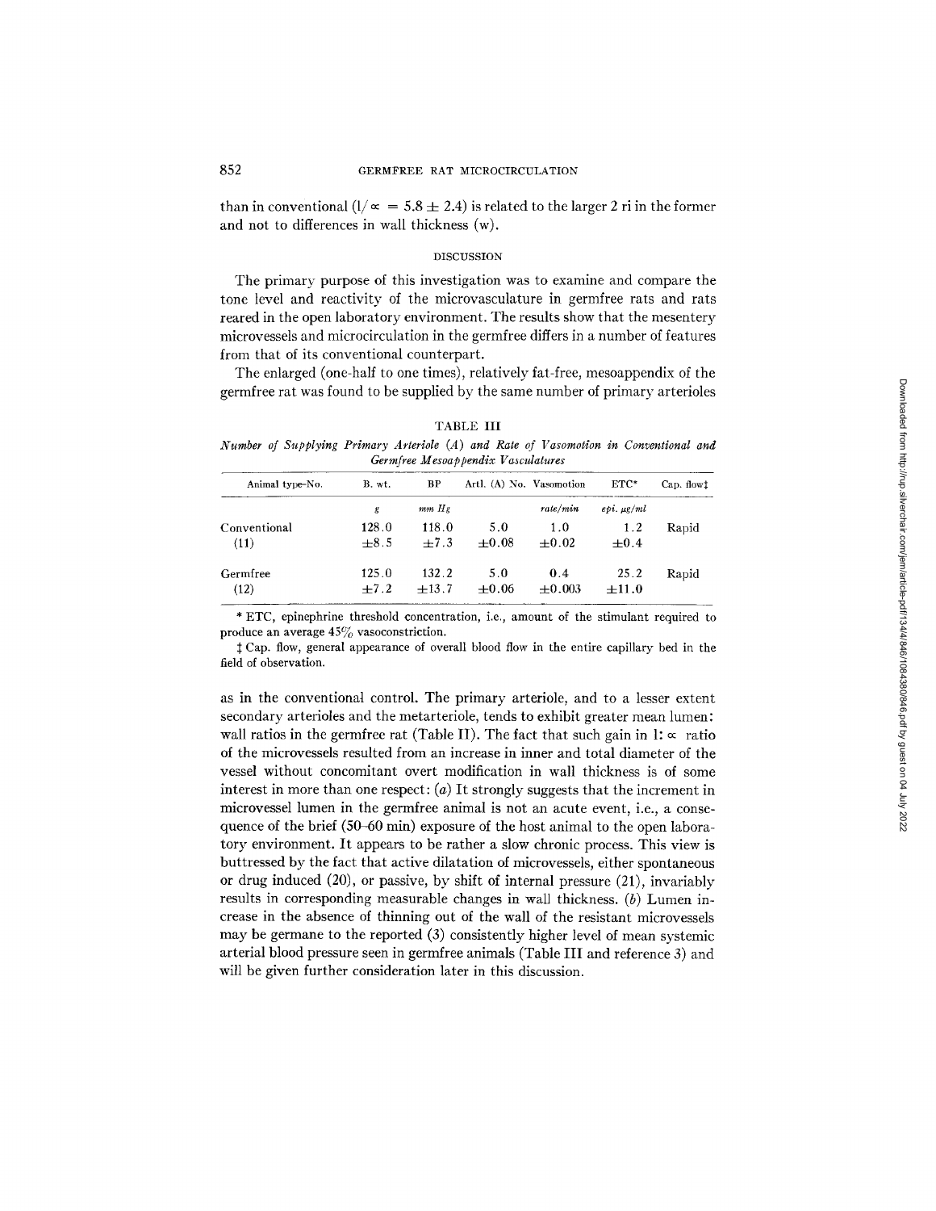than in conventional ($l/\alpha = 5.8 \pm 2.4$) is related to the larger 2 ri in the former and not to differences in wall thickness (w).

## DISCUSSION

The primary purpose of this investigation was to examine and compare the tone level and reactivity of the microvasculature in germfree rats and rats reared in the open laboratory environment. The results show that the mesentery microvessels and microcirculation in the germfree differs in a number of features from that of its conventional counterpart.

The enlarged (one-half to one times), relatively fat-free, mesoappendix of the germfree rat was found to be supplied by the same number of primary arterioles as in the conventional control. The primary arteriole, and to a lesser extent secondary arterioles and the metarteriole, tends to exhibit greater mean lumen: wall ratios in the germfree rat (Table II). The fact that such gain in l: $\alpha$ ratio of the microvessels resulted from an increase in inner and total diameter of the vessel without concomitant overt modification in wall thickness is of some interest in more than one respect: (*a*) It strongly suggests that the increment in microvessel lumen in the germfree animal is not an acute event, i.e., a consequence of the brief (50–60 min) exposure of the host animal to the open laboratory environment. It appears to be rather a slow chronic process. This view is buttressed by the fact that active dilatation of microvessels, either spontaneous or drug induced (20), or passive, by shift of internal pressure (21), invariably results in corresponding measurable changes in wall thickness. (*b*) Lumen increase in the absence of thinning out of the wall of the resistant microvessels may be germane to the reported (3) consistently higher level of mean systemic arterial blood pressure seen in germfree animals (Table III and reference 3) and will be given further consideration later in this discussion.

TABLE III

*Number of Supplying Primary Arteriole (A) and Rate of Vasomotion in Conventional and Germfree Mesoappendix Vasculatures*

| Animal type–No. | B. wt. | BP | Artl. (A) No. | Vasomotion | ETC* | Cap. flow‡ |
|---|---|---|---|---|---|---|
| | *g* | *mm Hg* | | *rate/min* | *epi. μg/ml* | |
| Conventional | 128.0 | 118.0 | 5.0 | 1.0 | 1.2 | Rapid |
| (11) | ±8.5 | ±7.3 | ±0.08 | ±0.02 | ±0.4 | |
| Germfree | 125.0 | 132.2 | 5.0 | 0.4 | 25.2 | Rapid |
| (12) | ±7.2 | ±13.7 | ±0.06 | ±0.003 | ±11.0 | |

\* ETC, epinephrine threshold concentration, i.e., amount of the stimulant required to produce an average 45% vasoconstriction.

‡ Cap. flow, general appearance of overall blood flow in the entire capillary bed in the field of observation.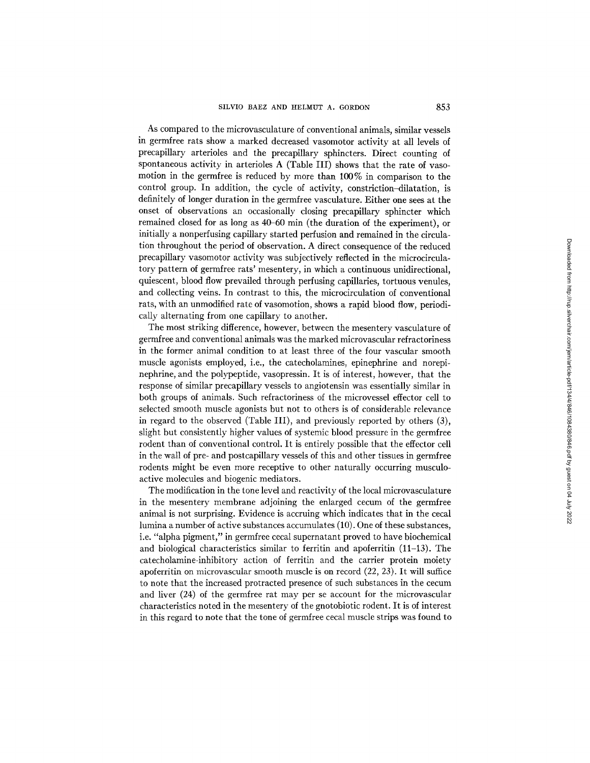As compared to the microvasculature of conventional animals, similar vessels in germfree rats show a marked decreased vasomotor activity at all levels of precapillary arterioles and the precapillary sphincters. Direct counting of spontaneous activity in arterioles A (Table III) shows that the rate of vasomotion in the germfree is reduced by more than 100% in comparison to the control group. In addition, the cycle of activity, constriction–dilatation, is definitely of longer duration in the germfree vasculature. Either one sees at the onset of observations an occasionally closing precapillary sphincter which remained closed for as long as 40–60 min (the duration of the experiment), or initially a nonperfusing capillary started perfusion and remained in the circulation throughout the period of observation. A direct consequence of the reduced precapillary vasomotor activity was subjectively reflected in the microcirculatory pattern of germfree rats' mesentery, in which a continuous unidirectional, quiescent, blood flow prevailed through perfusing capillaries, tortuous venules, and collecting veins. In contrast to this, the microcirculation of conventional rats, with an unmodified rate of vasomotion, shows a rapid blood flow, periodically alternating from one capillary to another.

The most striking difference, however, between the mesentery vasculature of germfree and conventional animals was the marked microvascular refractoriness in the former animal condition to at least three of the four vascular smooth muscle agonists employed, i.e., the catecholamines, epinephrine and norepinephrine, and the polypeptide, vasopressin. It is of interest, however, that the response of similar precapillary vessels to angiotensin was essentially similar in both groups of animals. Such refractoriness of the microvessel effector cell to selected smooth muscle agonists but not to others is of considerable relevance in regard to the observed (Table III), and previously reported by others (3), slight but consistently higher values of systemic blood pressure in the germfree rodent than of conventional control. It is entirely possible that the effector cell in the wall of pre- and postcapillary vessels of this and other tissues in germfree rodents might be even more receptive to other naturally occurring musculoactive molecules and biogenic mediators.

The modification in the tone level and reactivity of the local microvasculature in the mesentery membrane adjoining the enlarged cecum of the germfree animal is not surprising. Evidence is accruing which indicates that in the cecal lumina a number of active substances accumulates (10). One of these substances, i.e. "alpha pigment," in germfree cecal supernatant proved to have biochemical and biological characteristics similar to ferritin and apoferritin (11–13). The catecholamine-inhibitory action of ferritin and the carrier protein moiety apoferritin on microvascular smooth muscle is on record (22, 23). It will suffice to note that the increased protracted presence of such substances in the cecum and liver (24) of the germfree rat may per se account for the microvascular characteristics noted in the mesentery of the gnotobiotic rodent. It is of interest in this regard to note that the tone of germfree cecal muscle strips was found to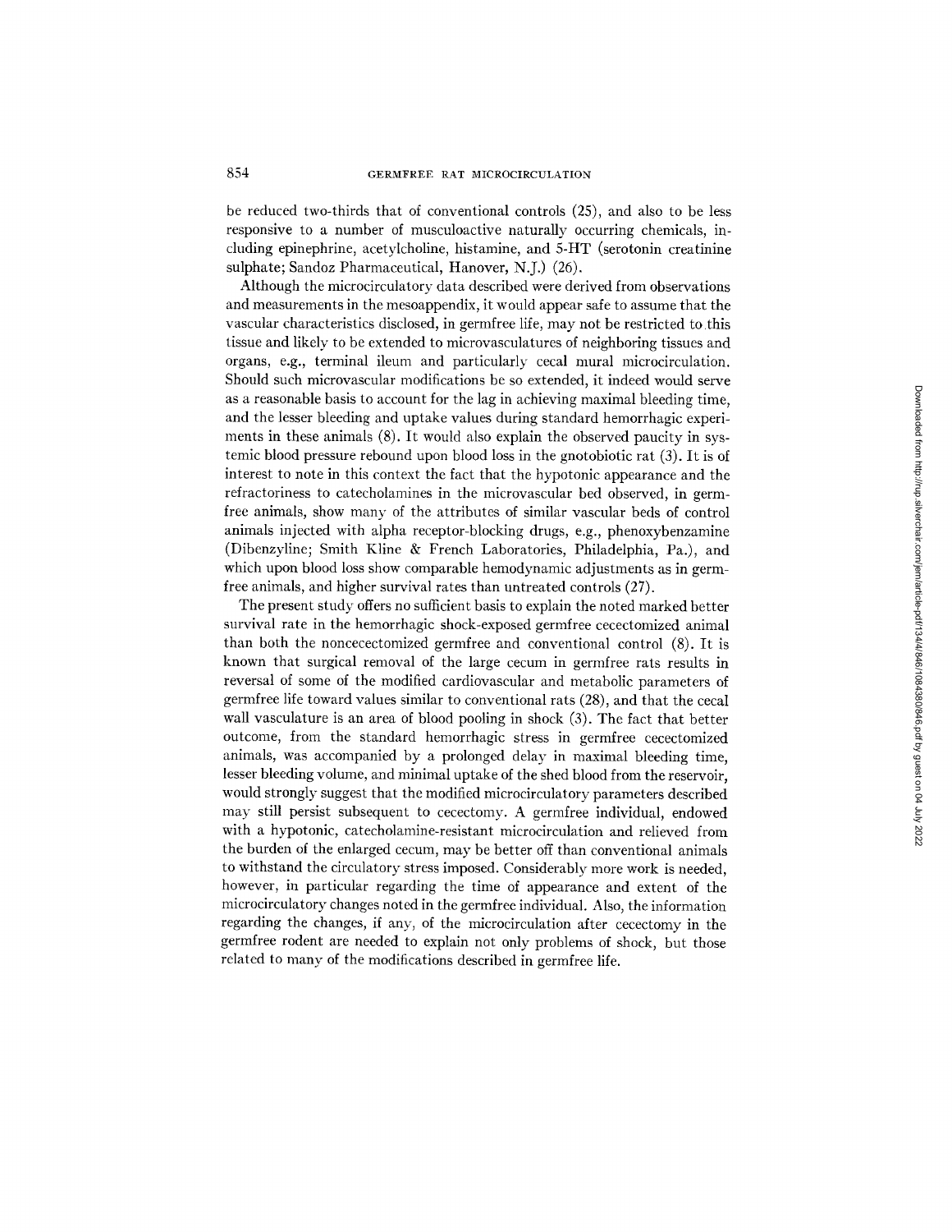be reduced two-thirds that of conventional controls (25), and also to be less responsive to a number of musculoactive naturally occurring chemicals, including epinephrine, acetylcholine, histamine, and 5-HT (serotonin creatinine sulphate; Sandoz Pharmaceutical, Hanover, N.J.) (26).

Although the microcirculatory data described were derived from observations and measurements in the mesoappendix, it would appear safe to assume that the vascular characteristics disclosed, in germfree life, may not be restricted to this tissue and likely to be extended to microvasculatures of neighboring tissues and organs, e.g., terminal ileum and particularly cecal mural microcirculation. Should such microvascular modifications be so extended, it indeed would serve as a reasonable basis to account for the lag in achieving maximal bleeding time, and the lesser bleeding and uptake values during standard hemorrhagic experiments in these animals (8). It would also explain the observed paucity in systemic blood pressure rebound upon blood loss in the gnotobiotic rat (3). It is of interest to note in this context the fact that the hypotonic appearance and the refractoriness to catecholamines in the microvascular bed observed, in germfree animals, show many of the attributes of similar vascular beds of control animals injected with alpha receptor-blocking drugs, e.g., phenoxybenzamine (Dibenzyline; Smith Kline & French Laboratories, Philadelphia, Pa.), and which upon blood loss show comparable hemodynamic adjustments as in germfree animals, and higher survival rates than untreated controls (27).

The present study offers no sufficient basis to explain the noted marked better survival rate in the hemorrhagic shock-exposed germfree cecectomized animal than both the noncecectomized germfree and conventional control (8). It is known that surgical removal of the large cecum in germfree rats results in reversal of some of the modified cardiovascular and metabolic parameters of germfree life toward values similar to conventional rats (28), and that the cecal wall vasculature is an area of blood pooling in shock (3). The fact that better outcome, from the standard hemorrhagic stress in germfree cecectomized animals, was accompanied by a prolonged delay in maximal bleeding time, lesser bleeding volume, and minimal uptake of the shed blood from the reservoir, would strongly suggest that the modified microcirculatory parameters described may still persist subsequent to cecectomy. A germfree individual, endowed with a hypotonic, catecholamine-resistant microcirculation and relieved from the burden of the enlarged cecum, may be better off than conventional animals to withstand the circulatory stress imposed. Considerably more work is needed, however, in particular regarding the time of appearance and extent of the microcirculatory changes noted in the germfree individual. Also, the information regarding the changes, if any, of the microcirculation after cecectomy in the germfree rodent are needed to explain not only problems of shock, but those related to many of the modifications described in germfree life.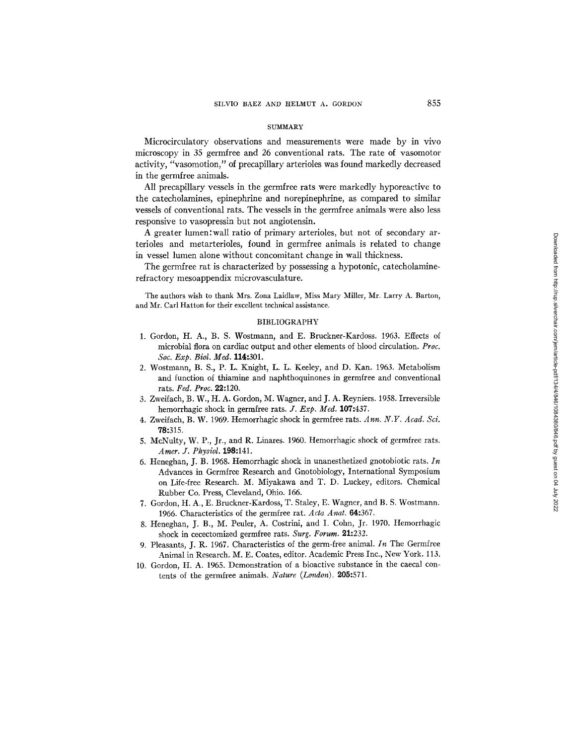## SUMMARY

Microcirculatory observations and measurements were made by in vivo microscopy in 35 germfree and 26 conventional rats. The rate of vasomotor activity, "vasomotion," of precapillary arterioles was found markedly decreased in the germfree animals.

All precapillary vessels in the germfree rats were markedly hyporeactive to the catecholamines, epinephrine and norepinephrine, as compared to similar vessels of conventional rats. The vessels in the germfree animals were also less responsive to vasopressin but not angiotensin.

A greater lumen:wall ratio of primary arterioles, but not of secondary arterioles and metarterioles, found in germfree animals is related to change in vessel lumen alone without concomitant change in wall thickness.

The germfree rat is characterized by possessing a hypotonic, catecholamine-refractory mesoappendix microvasculature.

The authors wish to thank Mrs. Zona Laidlaw, Miss Mary Miller, Mr. Larry A. Barton, and Mr. Carl Hatton for their excellent technical assistance.

## BIBLIOGRAPHY

1. Gordon, H. A., B. S. Wostmann, and E. Bruckner-Kardoss. 1963. Effects of microbial flora on cardiac output and other elements of blood circulation. *Proc. Soc. Exp. Biol. Med.* **114**:301.
2. Wostmann, B. S., P. L. Knight, L. L. Keeley, and D. Kan. 1963. Metabolism and function of thiamine and naphthoquinones in germfree and conventional rats. *Fed. Proc.* **22**:120.
3. Zweifach, B. W., H. A. Gordon, M. Wagner, and J. A. Reyniers. 1958. Irreversible hemorrhagic shock in germfree rats. *J. Exp. Med.* **107**:437.
4. Zweifach, B. W. 1969. Hemorrhagic shock in germfree rats. *Ann. N.Y. Acad. Sci.* **78**:315.
5. McNulty, W. P., Jr., and R. Linares. 1960. Hemorrhagic shock of germfree rats. *Amer. J. Physiol.* **198**:141.
6. Heneghan, J. B. 1968. Hemorrhagic shock in unanesthetized gnotobiotic rats. *In* Advances in Germfree Research and Gnotobiology, International Symposium on Life-free Research. M. Miyakawa and T. D. Luckey, editors. Chemical Rubber Co. Press, Cleveland, Ohio. 166.
7. Gordon, H. A., E. Bruckner-Kardoss, T. Staley, E. Wagner, and B. S. Wostmann. 1966. Characteristics of the germfree rat. *Acta Anat.* **64**:367.
8. Heneghan, J. B., M. Peuler, A. Costrini, and I. Cohn, Jr. 1970. Hemorrhagic shock in cecectomized germfree rats. *Surg. Forum.* **21**:232.
9. Pleasants, J. R. 1967. Characteristics of the germ-free animal. *In* The Germfree Animal in Research. M. E. Coates, editor. Academic Press Inc., New York. 113.
10. Gordon, H. A. 1965. Demonstration of a bioactive substance in the caecal contents of the germfree animals. *Nature (London).* **205**:571.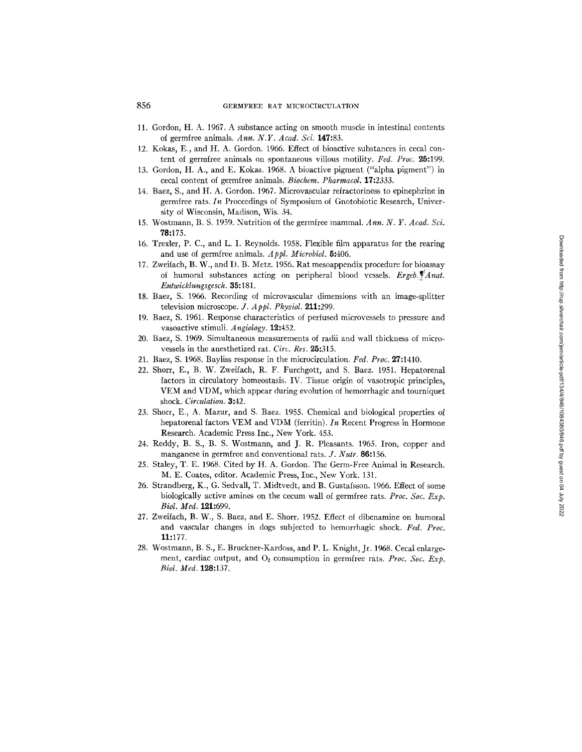11. Gordon, H. A. 1967. A substance acting on smooth muscle in intestinal contents of germfree animals. *Ann. N.Y. Acad. Sci.* **147:**83.
12. Kokas, E., and H. A. Gordon. 1966. Effect of bioactive substances in cecal content of germfree animals on spontaneous villous motility. *Fed. Proc.* **25:**199.
13. Gordon, H. A., and E. Kokas. 1968. A bioactive pigment ("alpha pigment") in cecal content of germfree animals. *Biochem. Pharmacol.* **17:**2333.
14. Baez, S., and H. A. Gordon. 1967. Microvascular refractoriness to epinephrine in germfree rats. *In* Proceedings of Symposium of Gnotobiotic Research, University of Wisconsin, Madison, Wis. 34.
15. Wostmann, B. S. 1959. Nutrition of the germfree mammal. *Ann. N. Y. Acad. Sci.* **78:**175.
16. Trexler, P. C., and L. I. Reynolds. 1958. Flexible film apparatus for the rearing and use of germfree animals. *Appl. Microbiol.* **5:**406.
17. Zweifach, B. W., and D. B. Metz. 1956. Rat mesoappendix procedure for bioassay of humoral substances acting on peripheral blood vessels. *Ergeb. Anat. Entwicklungsgesch.* **35:**181.
18. Baez, S. 1966. Recording of microvascular dimensions with an image-splitter television microscope. *J. Appl. Physiol.* **211:**299.
19. Baez, S. 1961. Response characteristics of perfused microvessels to pressure and vasoactive stimuli. *Angiology.* **12:**452.
20. Baez, S. 1969. Simultaneous measurements of radii and wall thickness of microvessels in the anesthetized rat. *Circ. Res.* **25:**315.
21. Baez, S. 1968. Bayliss response in the microcirculation. *Fed. Proc.* **27:**1410.
22. Shorr, E., B. W. Zweifach, R. F. Furchgott, and S. Baez. 1951. Hepatorenal factors in circulatory homeostasis. IV. Tissue origin of vasotropic principles, VEM and VDM, which appear during evolution of hemorrhagic and tourniquet shock. *Circulation.* **3:**42.
23. Shorr, E., A. Mazur, and S. Baez. 1955. Chemical and biological properties of hepatorenal factors VEM and VDM (ferritin). *In* Recent Progress in Hormone Research. Academic Press Inc., New York. 453.
24. Reddy, B. S., B. S. Wostmann, and J. R. Pleasants. 1965. Iron, copper and manganese in germfree and conventional rats. *J. Nutr.* **86:**156.
25. Staley, T. E. 1968. Cited by H. A. Gordon. The Germ-Free Animal in Research. M. E. Coates, editor. Academic Press, Inc., New York. 131.
26. Strandberg, K., G. Sedvall, T. Midtvedt, and B. Gustafsson. 1966. Effect of some biologically active amines on the cecum wall of germfree rats. *Proc. Soc. Exp. Biol. Med.* **121:**699.
27. Zweifach, B. W., S. Baez, and E. Shorr. 1952. Effect of dibenamine on humoral and vascular changes in dogs subjected to hemorrhagic shock. *Fed. Proc.* **11:**177.
28. Wostmann, B. S., E. Bruckner-Kardoss, and P. L. Knight, Jr. 1968. Cecal enlargement, cardiac output, and $O_2$ consumption in germfree rats. *Proc. Soc. Exp. Biol. Med.* **128:**137.